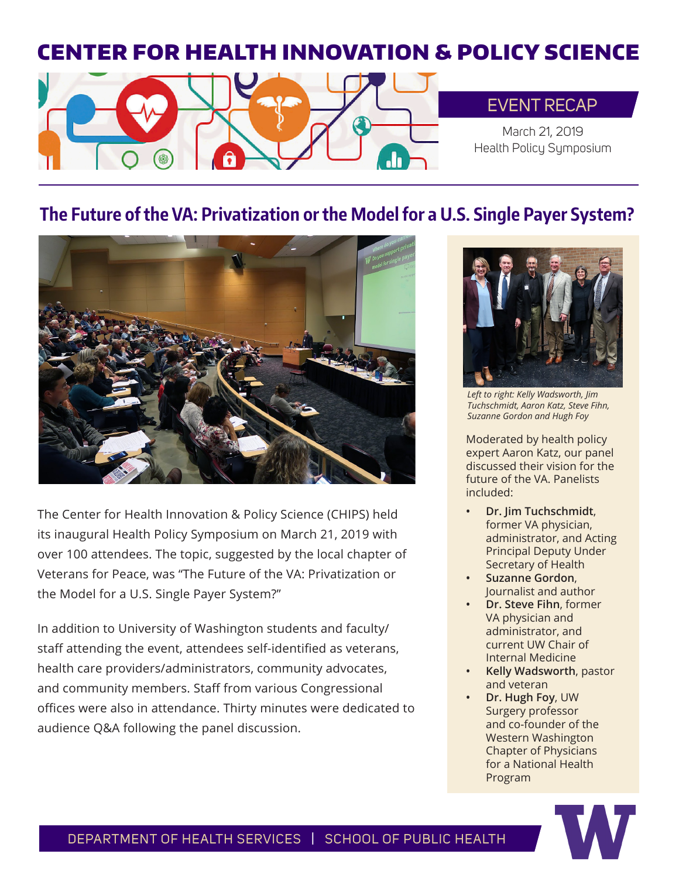# CENTER FOR HEALTH INNOVATION & POLICY SCIENCE

EVENT RECAP

March 21, 2019
Health Policy Symposium

## The Future of the VA: Privatization or the Model for a U.S. Single Payer System?

The Center for Health Innovation & Policy Science (CHIPS) held its inaugural Health Policy Symposium on March 21, 2019 with over 100 attendees. The topic, suggested by the local chapter of Veterans for Peace, was "The Future of the VA: Privatization or the Model for a U.S. Single Payer System?"

In addition to University of Washington students and faculty/staff attending the event, attendees self-identified as veterans, health care providers/administrators, community advocates, and community members. Staff from various Congressional offices were also in attendance. Thirty minutes were dedicated to audience Q&A following the panel discussion.

*Left to right: Kelly Wadsworth, Jim Tuchschmidt, Aaron Katz, Steve Fihn, Suzanne Gordon and Hugh Foy*

Moderated by health policy expert Aaron Katz, our panel discussed their vision for the future of the VA. Panelists included:

- **Dr. Jim Tuchschmidt**, former VA physician, administrator, and Acting Principal Deputy Under Secretary of Health
- **Suzanne Gordon**, Journalist and author
- **Dr. Steve Fihn**, former VA physician and administrator, and current UW Chair of Internal Medicine
- **Kelly Wadsworth**, pastor and veteran
- **Dr. Hugh Foy**, UW Surgery professor and co-founder of the Western Washington Chapter of Physicians for a National Health Program

DEPARTMENT OF HEALTH SERVICES | SCHOOL OF PUBLIC HEALTH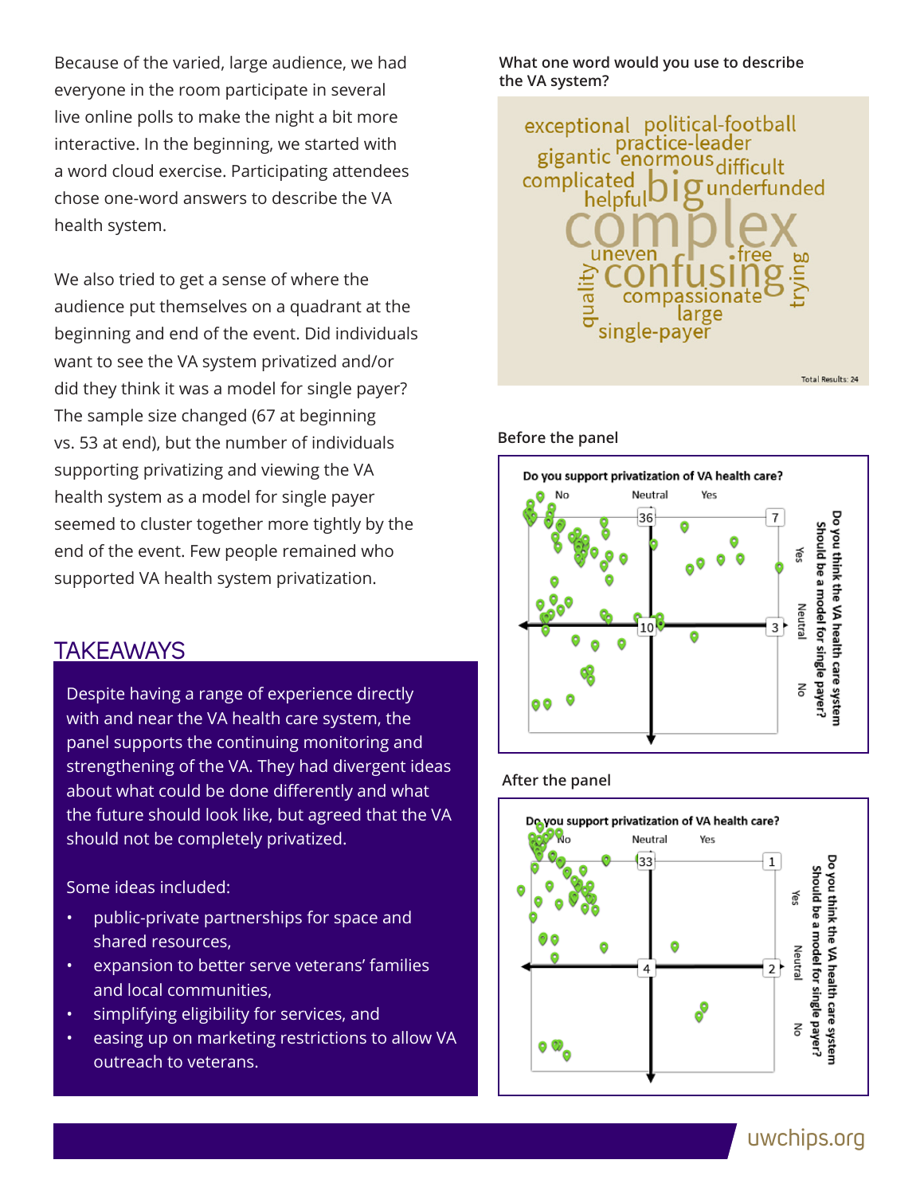Because of the varied, large audience, we had everyone in the room participate in several live online polls to make the night a bit more interactive. In the beginning, we started with a word cloud exercise. Participating attendees chose one-word answers to describe the VA health system.

We also tried to get a sense of where the audience put themselves on a quadrant at the beginning and end of the event. Did individuals want to see the VA system privatized and/or did they think it was a model for single payer? The sample size changed (67 at beginning vs. 53 at end), but the number of individuals supporting privatizing and viewing the VA health system as a model for single payer seemed to cluster together more tightly by the end of the event. Few people remained who supported VA health system privatization.

## TAKEAWAYS

Despite having a range of experience directly with and near the VA health care system, the panel supports the continuing monitoring and strengthening of the VA. They had divergent ideas about what could be done differently and what the future should look like, but agreed that the VA should not be completely privatized.

Some ideas included:

- public-private partnerships for space and shared resources,
- expansion to better serve veterans' families and local communities,
- simplifying eligibility for services, and
- easing up on marketing restrictions to allow VA outreach to veterans.

**What one word would you use to describe the VA system?**

exceptional political-football gigantic practice-leader enormous difficult complicated helpful big underfunded complex uneven free quality confusing trying compassionate large single-payer

Total Results: 24

**Before the panel**

Do you support privatization of VA health care?

No Neutral Yes

Do you think the VA health care system Should be a model for single payer?

Yes Neutral No

36 7 10 3

**After the panel**

Do you support privatization of VA health care?

No Neutral Yes

Do you think the VA health care system Should be a model for single payer?

Yes Neutral No

33 1 4 2